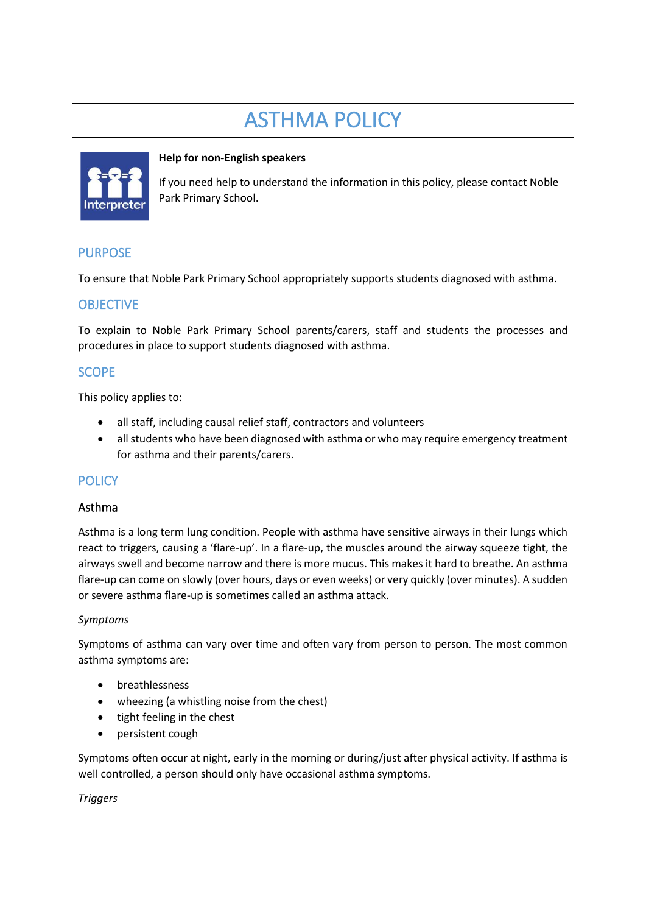# ASTHMA POLICY

**Help for non-English speakers**

If you need help to understand the information in this policy, please contact Noble Park Primary School.

## PURPOSE

To ensure that Noble Park Primary School appropriately supports students diagnosed with asthma.

## OBJECTIVE

To explain to Noble Park Primary School parents/carers, staff and students the processes and procedures in place to support students diagnosed with asthma.

## SCOPE

This policy applies to:

- all staff, including causal relief staff, contractors and volunteers
- all students who have been diagnosed with asthma or who may require emergency treatment for asthma and their parents/carers.

## POLICY

### Asthma

Asthma is a long term lung condition. People with asthma have sensitive airways in their lungs which react to triggers, causing a 'flare-up'. In a flare-up, the muscles around the airway squeeze tight, the airways swell and become narrow and there is more mucus. This makes it hard to breathe. An asthma flare-up can come on slowly (over hours, days or even weeks) or very quickly (over minutes). A sudden or severe asthma flare-up is sometimes called an asthma attack.

*Symptoms*

Symptoms of asthma can vary over time and often vary from person to person. The most common asthma symptoms are:

- breathlessness
- wheezing (a whistling noise from the chest)
- tight feeling in the chest
- persistent cough

Symptoms often occur at night, early in the morning or during/just after physical activity. If asthma is well controlled, a person should only have occasional asthma symptoms.

*Triggers*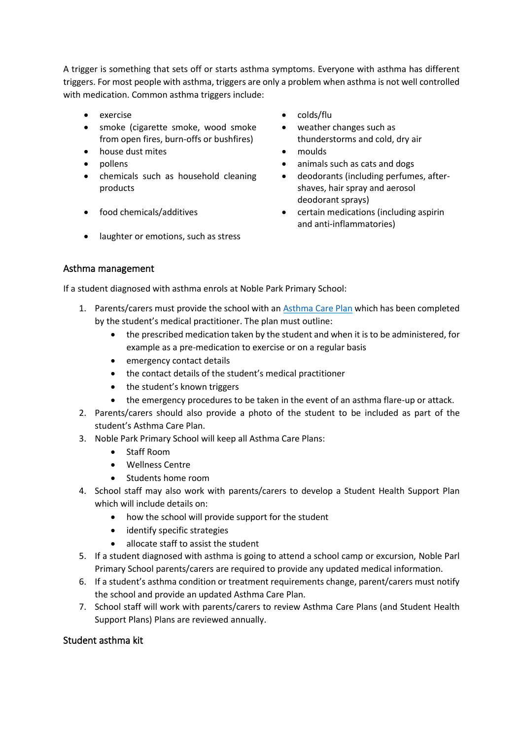A trigger is something that sets off or starts asthma symptoms. Everyone with asthma has different triggers. For most people with asthma, triggers are only a problem when asthma is not well controlled with medication. Common asthma triggers include:

- exercise
- smoke (cigarette smoke, wood smoke from open fires, burn-offs or bushfires)
- house dust mites
- pollens
- chemicals such as household cleaning products
- food chemicals/additives
- laughter or emotions, such as stress
- colds/flu
- weather changes such as thunderstorms and cold, dry air
- moulds
- animals such as cats and dogs
- deodorants (including perfumes, after-shaves, hair spray and aerosol deodorant sprays)
- certain medications (including aspirin and anti-inflammatories)

## Asthma management

If a student diagnosed with asthma enrols at Noble Park Primary School:

1. Parents/carers must provide the school with an [Asthma Care Plan]() which has been completed by the student's medical practitioner. The plan must outline:
   - the prescribed medication taken by the student and when it is to be administered, for example as a pre-medication to exercise or on a regular basis
   - emergency contact details
   - the contact details of the student's medical practitioner
   - the student's known triggers
   - the emergency procedures to be taken in the event of an asthma flare-up or attack.
2. Parents/carers should also provide a photo of the student to be included as part of the student's Asthma Care Plan.
3. Noble Park Primary School will keep all Asthma Care Plans:
   - Staff Room
   - Wellness Centre
   - Students home room
4. School staff may also work with parents/carers to develop a Student Health Support Plan which will include details on:
   - how the school will provide support for the student
   - identify specific strategies
   - allocate staff to assist the student
5. If a student diagnosed with asthma is going to attend a school camp or excursion, Noble Parl Primary School parents/carers are required to provide any updated medical information.
6. If a student's asthma condition or treatment requirements change, parent/carers must notify the school and provide an updated Asthma Care Plan.
7. School staff will work with parents/carers to review Asthma Care Plans (and Student Health Support Plans) Plans are reviewed annually.

## Student asthma kit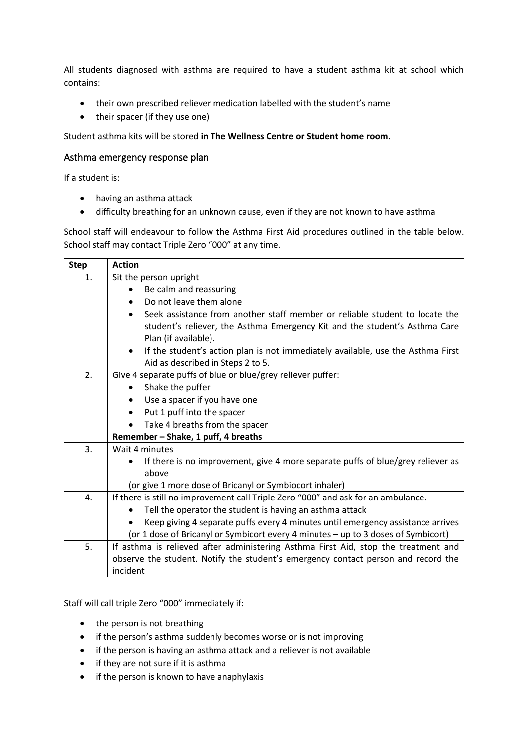All students diagnosed with asthma are required to have a student asthma kit at school which contains:

- their own prescribed reliever medication labelled with the student's name
- their spacer (if they use one)

Student asthma kits will be stored **in The Wellness Centre or Student home room.**

## Asthma emergency response plan

If a student is:

- having an asthma attack
- difficulty breathing for an unknown cause, even if they are not known to have asthma

School staff will endeavour to follow the Asthma First Aid procedures outlined in the table below. School staff may contact Triple Zero "000" at any time.

| Step | Action |
|---|---|
| 1. | Sit the person upright<br>• Be calm and reassuring<br>• Do not leave them alone<br>• Seek assistance from another staff member or reliable student to locate the student's reliever, the Asthma Emergency Kit and the student's Asthma Care Plan (if available).<br>• If the student's action plan is not immediately available, use the Asthma First Aid as described in Steps 2 to 5. |
| 2. | Give 4 separate puffs of blue or blue/grey reliever puffer:<br>• Shake the puffer<br>• Use a spacer if you have one<br>• Put 1 puff into the spacer<br>• Take 4 breaths from the spacer<br>**Remember – Shake, 1 puff, 4 breaths** |
| 3. | Wait 4 minutes<br>• If there is no improvement, give 4 more separate puffs of blue/grey reliever as above<br>(or give 1 more dose of Bricanyl or Symbiocort inhaler) |
| 4. | If there is still no improvement call Triple Zero "000" and ask for an ambulance.<br>• Tell the operator the student is having an asthma attack<br>• Keep giving 4 separate puffs every 4 minutes until emergency assistance arrives<br>(or 1 dose of Bricanyl or Symbicort every 4 minutes – up to 3 doses of Symbicort) |
| 5. | If asthma is relieved after administering Asthma First Aid, stop the treatment and observe the student. Notify the student's emergency contact person and record the incident |

Staff will call triple Zero "000" immediately if:

- the person is not breathing
- if the person's asthma suddenly becomes worse or is not improving
- if the person is having an asthma attack and a reliever is not available
- if they are not sure if it is asthma
- if the person is known to have anaphylaxis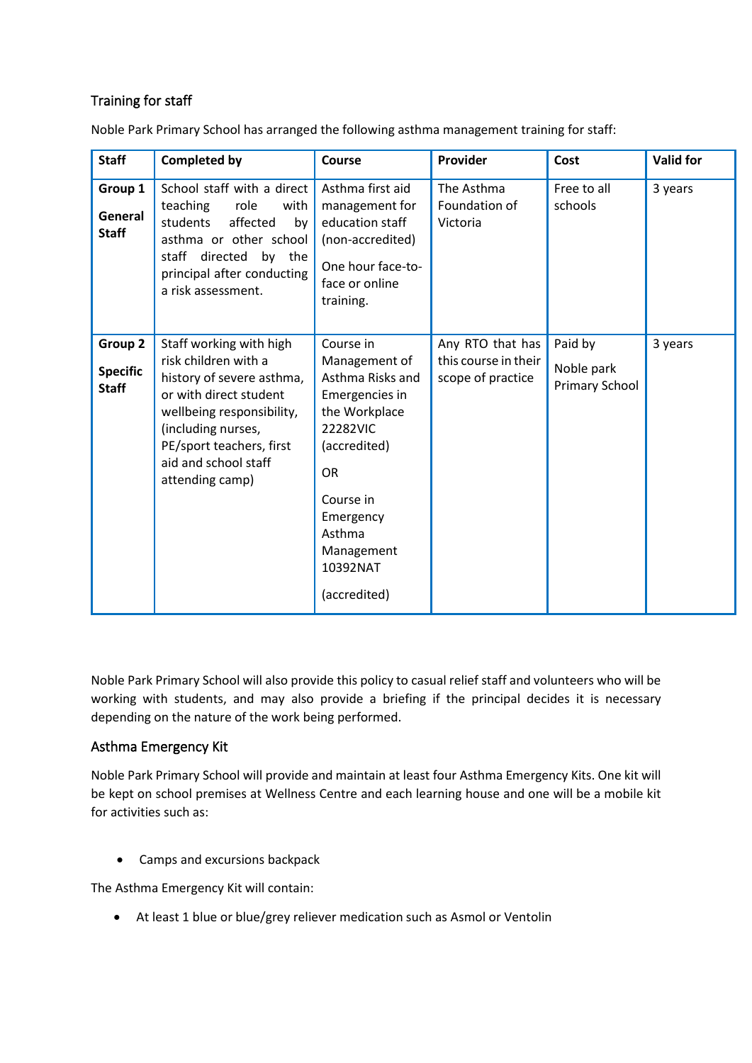## Training for staff

Noble Park Primary School has arranged the following asthma management training for staff:

| Staff | Completed by | Course | Provider | Cost | Valid for |
|---|---|---|---|---|---|
| **Group 1** **General Staff** | School staff with a direct teaching role with students affected by asthma or other school staff directed by the principal after conducting a risk assessment. | Asthma first aid management for education staff (non-accredited) One hour face-to-face or online training. | The Asthma Foundation of Victoria | Free to all schools | 3 years |
| **Group 2** **Specific Staff** | Staff working with high risk children with a history of severe asthma, or with direct student wellbeing responsibility, (including nurses, PE/sport teachers, first aid and school staff attending camp) | Course in Management of Asthma Risks and Emergencies in the Workplace 22282VIC (accredited) OR Course in Emergency Asthma Management 10392NAT (accredited) | Any RTO that has this course in their scope of practice | Paid by Noble park Primary School | 3 years |

Noble Park Primary School will also provide this policy to casual relief staff and volunteers who will be working with students, and may also provide a briefing if the principal decides it is necessary depending on the nature of the work being performed.

## Asthma Emergency Kit

Noble Park Primary School will provide and maintain at least four Asthma Emergency Kits. One kit will be kept on school premises at Wellness Centre and each learning house and one will be a mobile kit for activities such as:

- Camps and excursions backpack

The Asthma Emergency Kit will contain:

- At least 1 blue or blue/grey reliever medication such as Asmol or Ventolin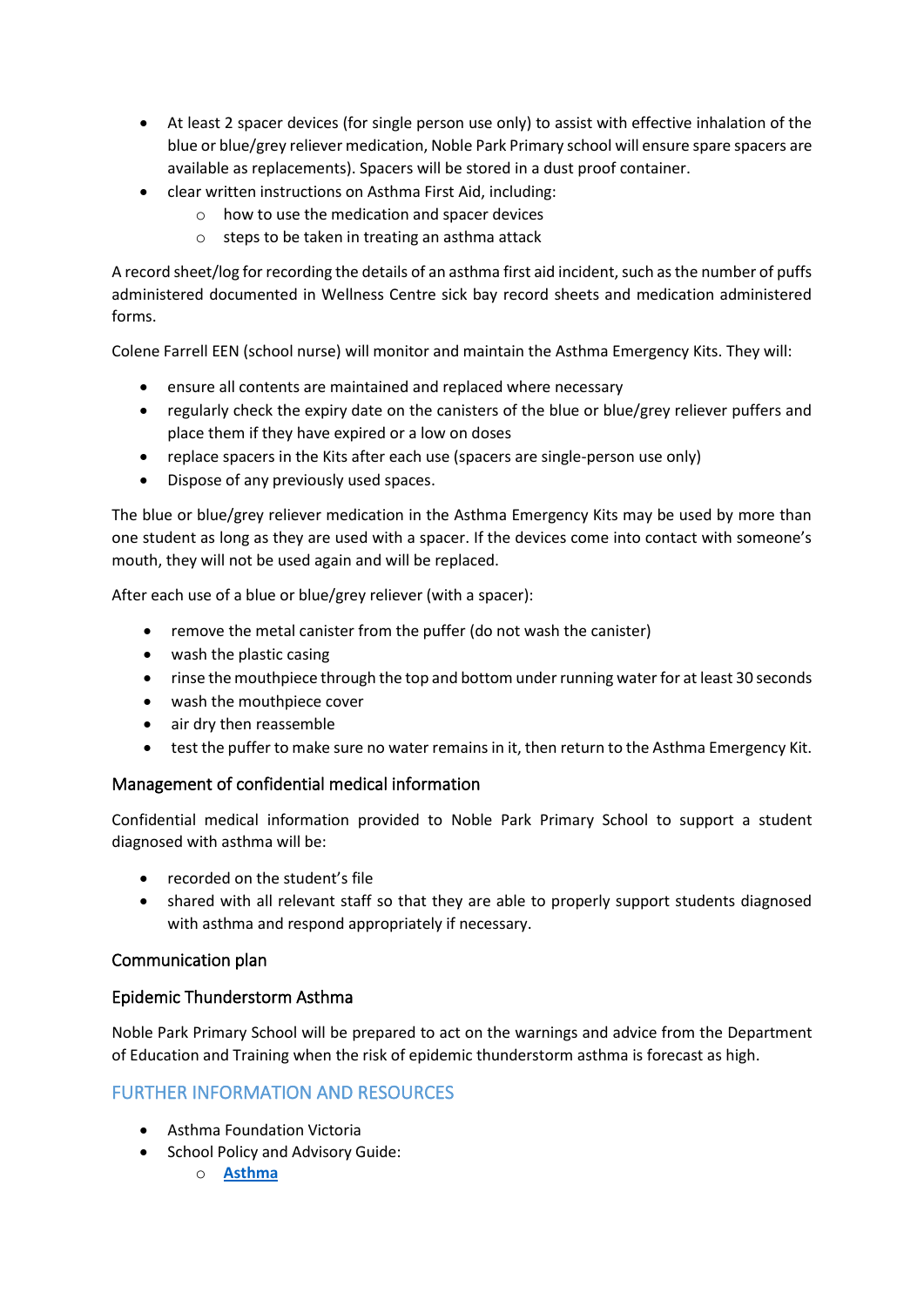- At least 2 spacer devices (for single person use only) to assist with effective inhalation of the blue or blue/grey reliever medication, Noble Park Primary school will ensure spare spacers are available as replacements). Spacers will be stored in a dust proof container.
- clear written instructions on Asthma First Aid, including:
  - how to use the medication and spacer devices
  - steps to be taken in treating an asthma attack

A record sheet/log for recording the details of an asthma first aid incident, such as the number of puffs administered documented in Wellness Centre sick bay record sheets and medication administered forms.

Colene Farrell EEN (school nurse) will monitor and maintain the Asthma Emergency Kits. They will:

- ensure all contents are maintained and replaced where necessary
- regularly check the expiry date on the canisters of the blue or blue/grey reliever puffers and place them if they have expired or a low on doses
- replace spacers in the Kits after each use (spacers are single-person use only)
- Dispose of any previously used spaces.

The blue or blue/grey reliever medication in the Asthma Emergency Kits may be used by more than one student as long as they are used with a spacer. If the devices come into contact with someone's mouth, they will not be used again and will be replaced.

After each use of a blue or blue/grey reliever (with a spacer):

- remove the metal canister from the puffer (do not wash the canister)
- wash the plastic casing
- rinse the mouthpiece through the top and bottom under running water for at least 30 seconds
- wash the mouthpiece cover
- air dry then reassemble
- test the puffer to make sure no water remains in it, then return to the Asthma Emergency Kit.

### Management of confidential medical information

Confidential medical information provided to Noble Park Primary School to support a student diagnosed with asthma will be:

- recorded on the student's file
- shared with all relevant staff so that they are able to properly support students diagnosed with asthma and respond appropriately if necessary.

### Communication plan

### Epidemic Thunderstorm Asthma

Noble Park Primary School will be prepared to act on the warnings and advice from the Department of Education and Training when the risk of epidemic thunderstorm asthma is forecast as high.

## FURTHER INFORMATION AND RESOURCES

- Asthma Foundation Victoria
- School Policy and Advisory Guide:
  - **Asthma**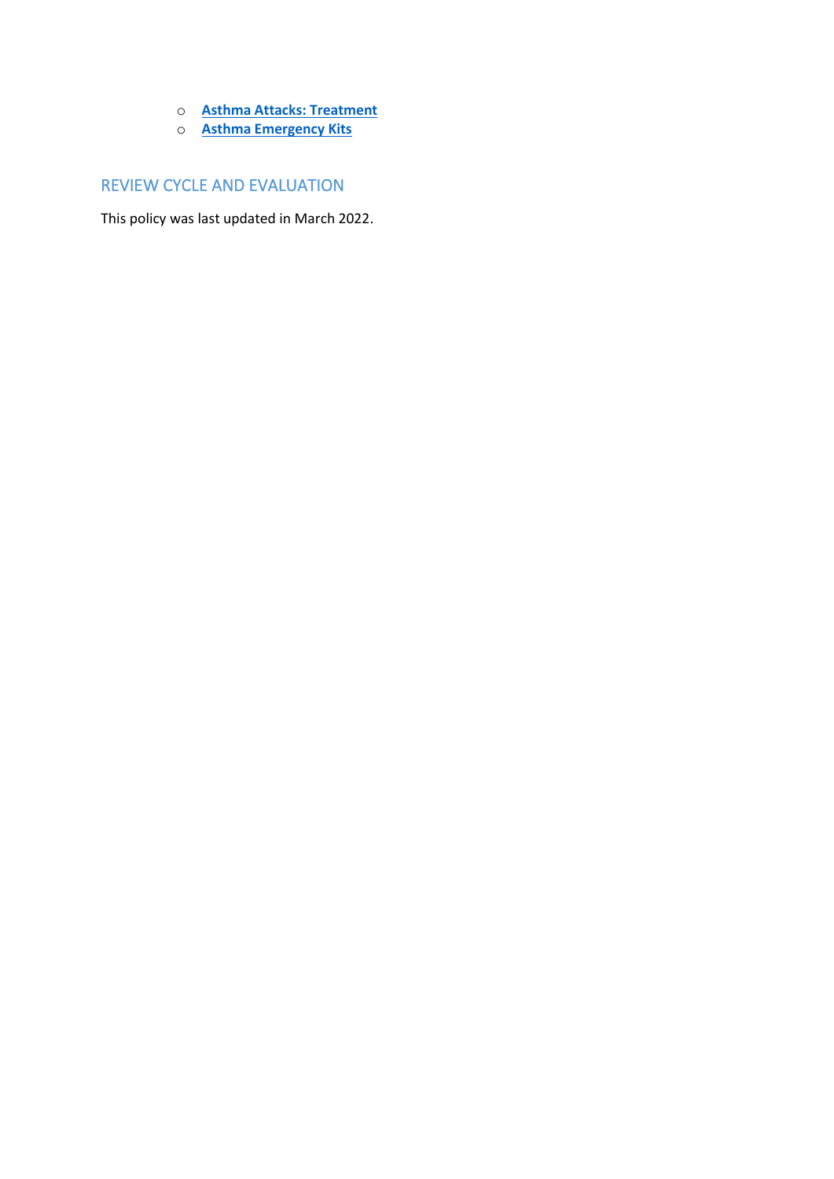- **Asthma Attacks: Treatment**
- **Asthma Emergency Kits**

## REVIEW CYCLE AND EVALUATION

This policy was last updated in March 2022.